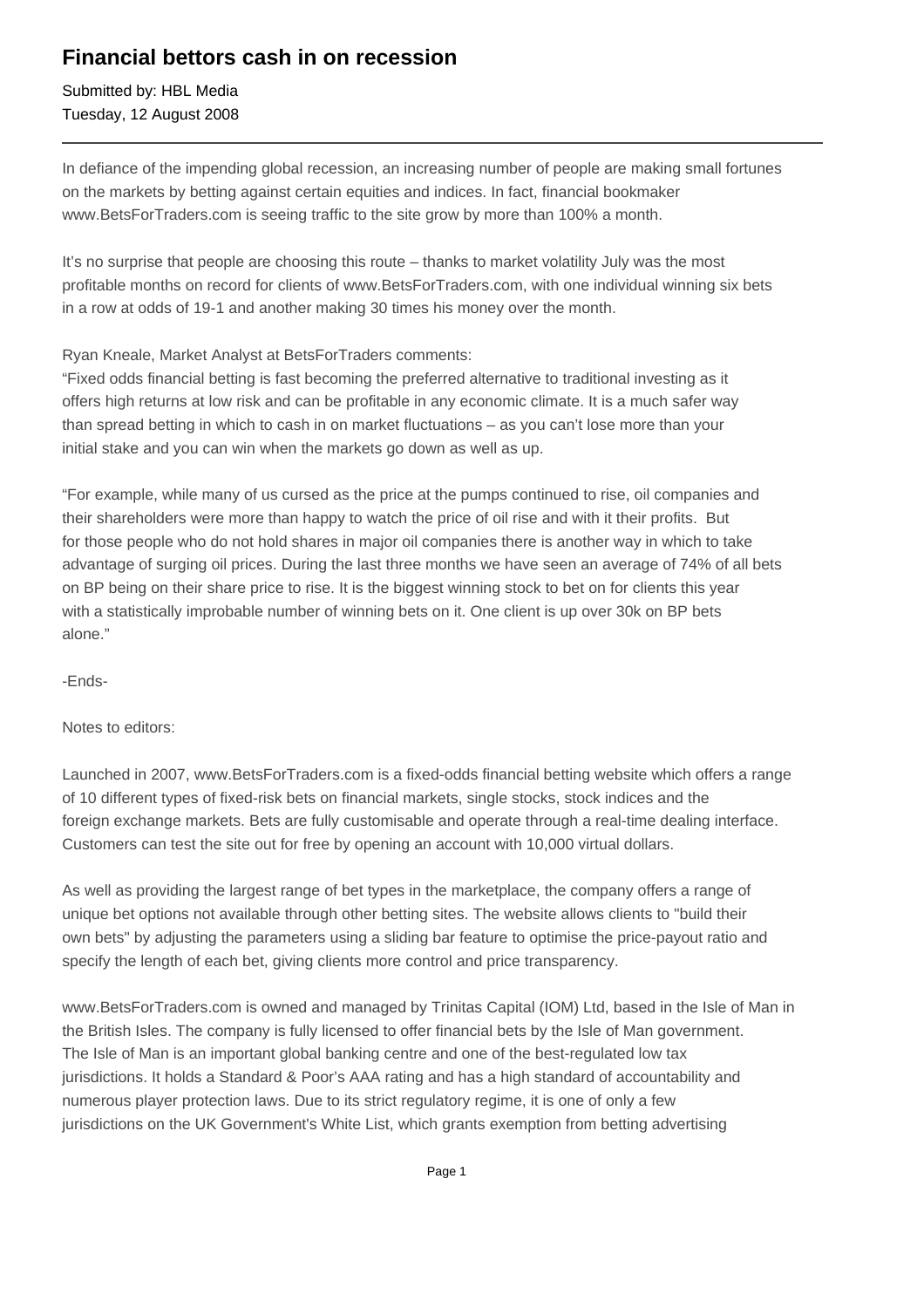# Financial bettors cash in on recession

Submitted by: HBL Media
Tuesday, 12 August 2008

---

In defiance of the impending global recession, an increasing number of people are making small fortunes on the markets by betting against certain equities and indices. In fact, financial bookmaker www.BetsForTraders.com is seeing traffic to the site grow by more than 100% a month.

It's no surprise that people are choosing this route – thanks to market volatility July was the most profitable months on record for clients of www.BetsForTraders.com, with one individual winning six bets in a row at odds of 19-1 and another making 30 times his money over the month.

Ryan Kneale, Market Analyst at BetsForTraders comments:
"Fixed odds financial betting is fast becoming the preferred alternative to traditional investing as it offers high returns at low risk and can be profitable in any economic climate. It is a much safer way than spread betting in which to cash in on market fluctuations – as you can't lose more than your initial stake and you can win when the markets go down as well as up.

"For example, while many of us cursed as the price at the pumps continued to rise, oil companies and their shareholders were more than happy to watch the price of oil rise and with it their profits. But for those people who do not hold shares in major oil companies there is another way in which to take advantage of surging oil prices. During the last three months we have seen an average of 74% of all bets on BP being on their share price to rise. It is the biggest winning stock to bet on for clients this year with a statistically improbable number of winning bets on it. One client is up over 30k on BP bets alone."

-Ends-

Notes to editors:

Launched in 2007, www.BetsForTraders.com is a fixed-odds financial betting website which offers a range of 10 different types of fixed-risk bets on financial markets, single stocks, stock indices and the foreign exchange markets. Bets are fully customisable and operate through a real-time dealing interface. Customers can test the site out for free by opening an account with 10,000 virtual dollars.

As well as providing the largest range of bet types in the marketplace, the company offers a range of unique bet options not available through other betting sites. The website allows clients to "build their own bets" by adjusting the parameters using a sliding bar feature to optimise the price-payout ratio and specify the length of each bet, giving clients more control and price transparency.

www.BetsForTraders.com is owned and managed by Trinitas Capital (IOM) Ltd, based in the Isle of Man in the British Isles. The company is fully licensed to offer financial bets by the Isle of Man government. The Isle of Man is an important global banking centre and one of the best-regulated low tax jurisdictions. It holds a Standard & Poor's AAA rating and has a high standard of accountability and numerous player protection laws. Due to its strict regulatory regime, it is one of only a few jurisdictions on the UK Government's White List, which grants exemption from betting advertising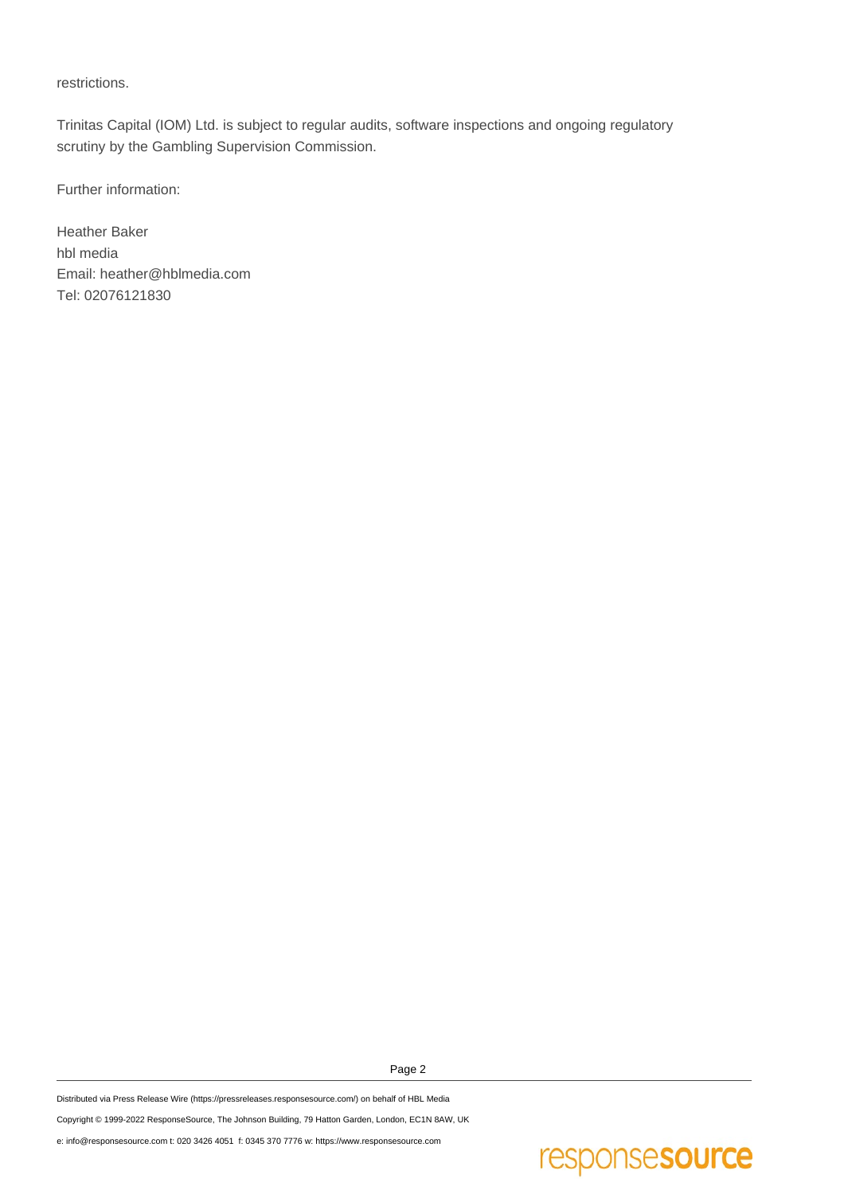restrictions.

Trinitas Capital (IOM) Ltd. is subject to regular audits, software inspections and ongoing regulatory scrutiny by the Gambling Supervision Commission.

Further information:

Heather Baker
hbl media
Email: heather@hblmedia.com
Tel: 02076121830